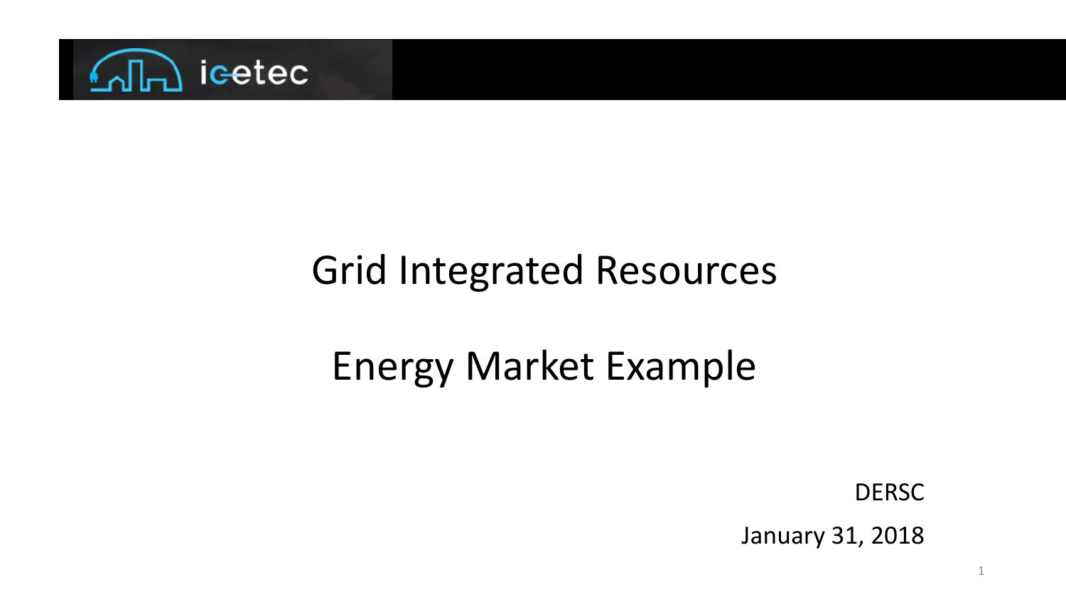icetec

# Grid Integrated Resources

# Energy Market Example

DERSC

January 31, 2018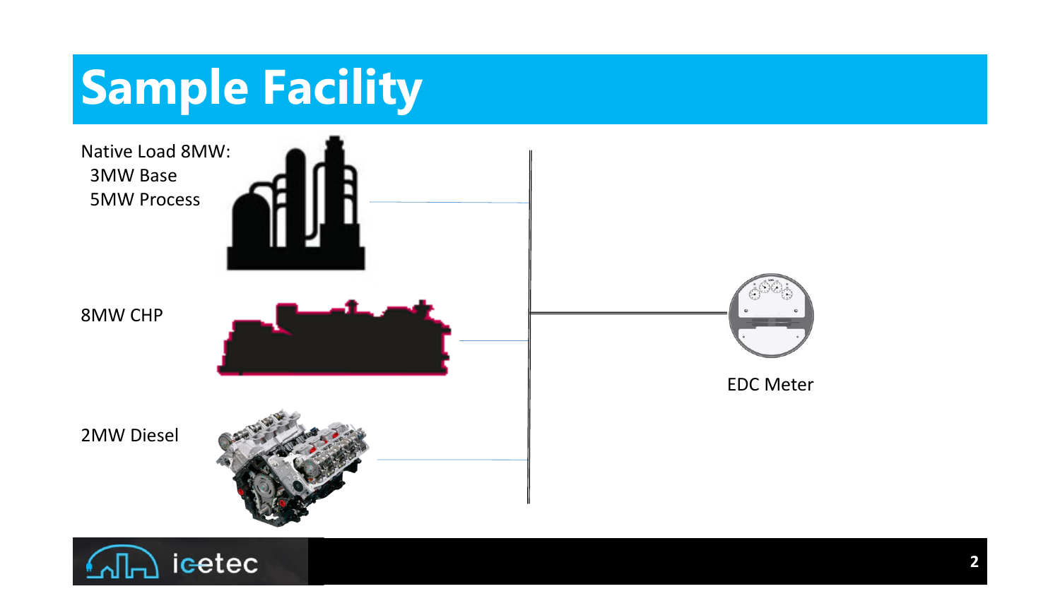# Sample Facility

Native Load 8MW:
- 3MW Base
- 5MW Process

8MW CHP

2MW Diesel

EDC Meter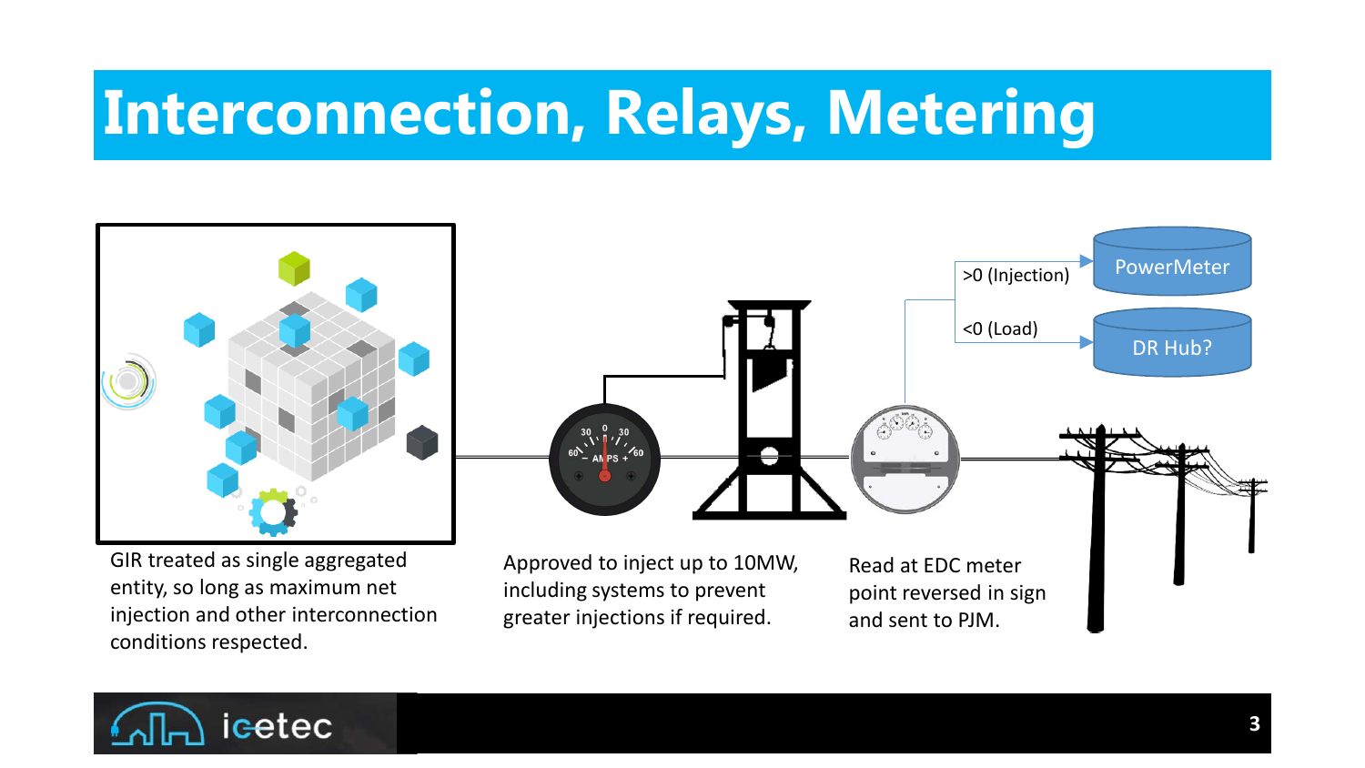# Interconnection, Relays, Metering

>0 (Injection)

<0 (Load)

PowerMeter

DR Hub?

GIR treated as single aggregated entity, so long as maximum net injection and other interconnection conditions respected.

Approved to inject up to 10MW, including systems to prevent greater injections if required.

Read at EDC meter point reversed in sign and sent to PJM.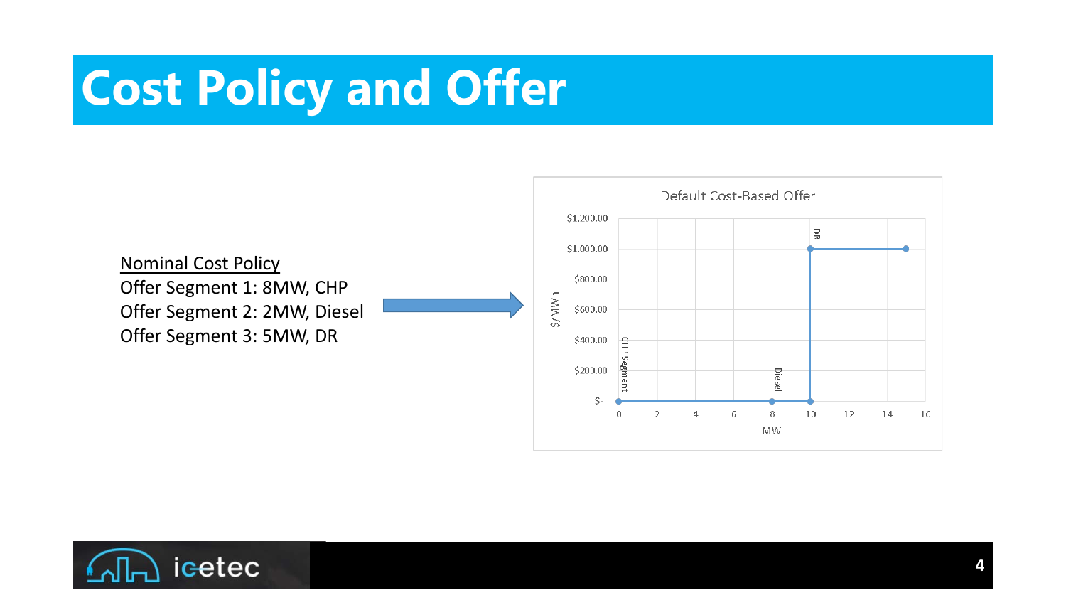# Cost Policy and Offer

Nominal Cost Policy

Offer Segment 1: 8MW, CHP

Offer Segment 2: 2MW, Diesel

Offer Segment 3: 5MW, DR

Default Cost-Based Offer

| Segment | MW (from) | MW (to) | $/MWh |
|---|---|---|---|
| CHP Segment | 0 | 8 | $- |
| Diesel | 8 | 10 | $- |
| DR | 10 | 15 | $1,000.00 |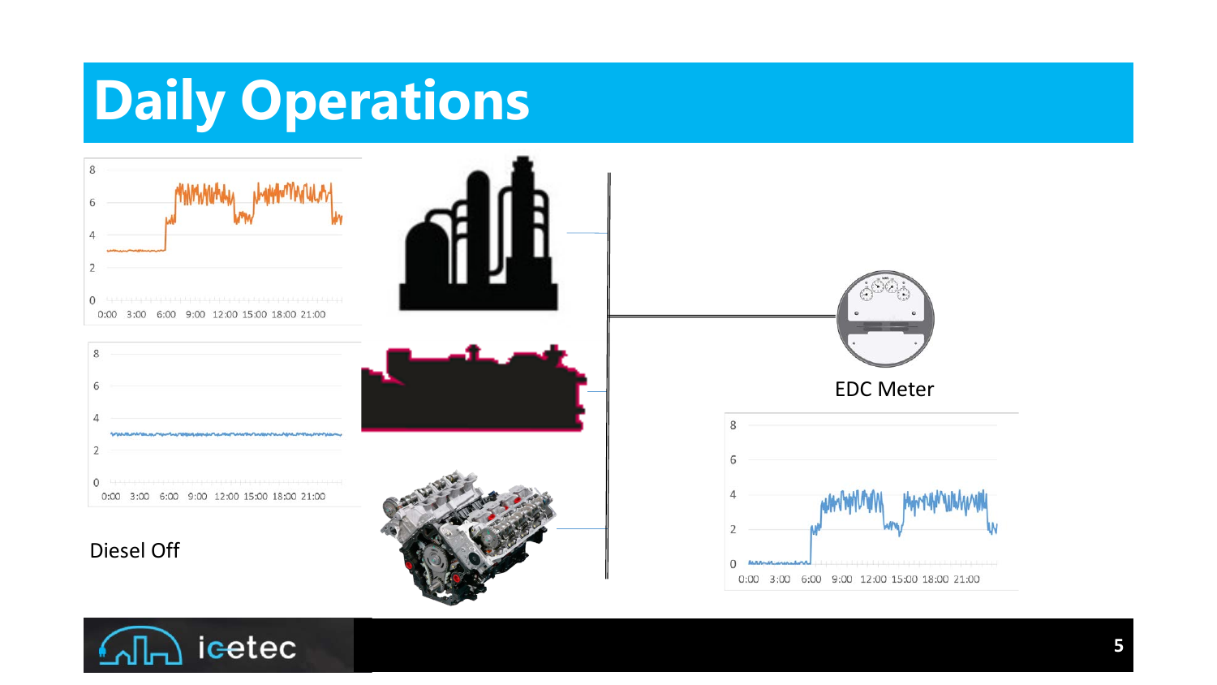# Daily Operations

EDC Meter

Diesel Off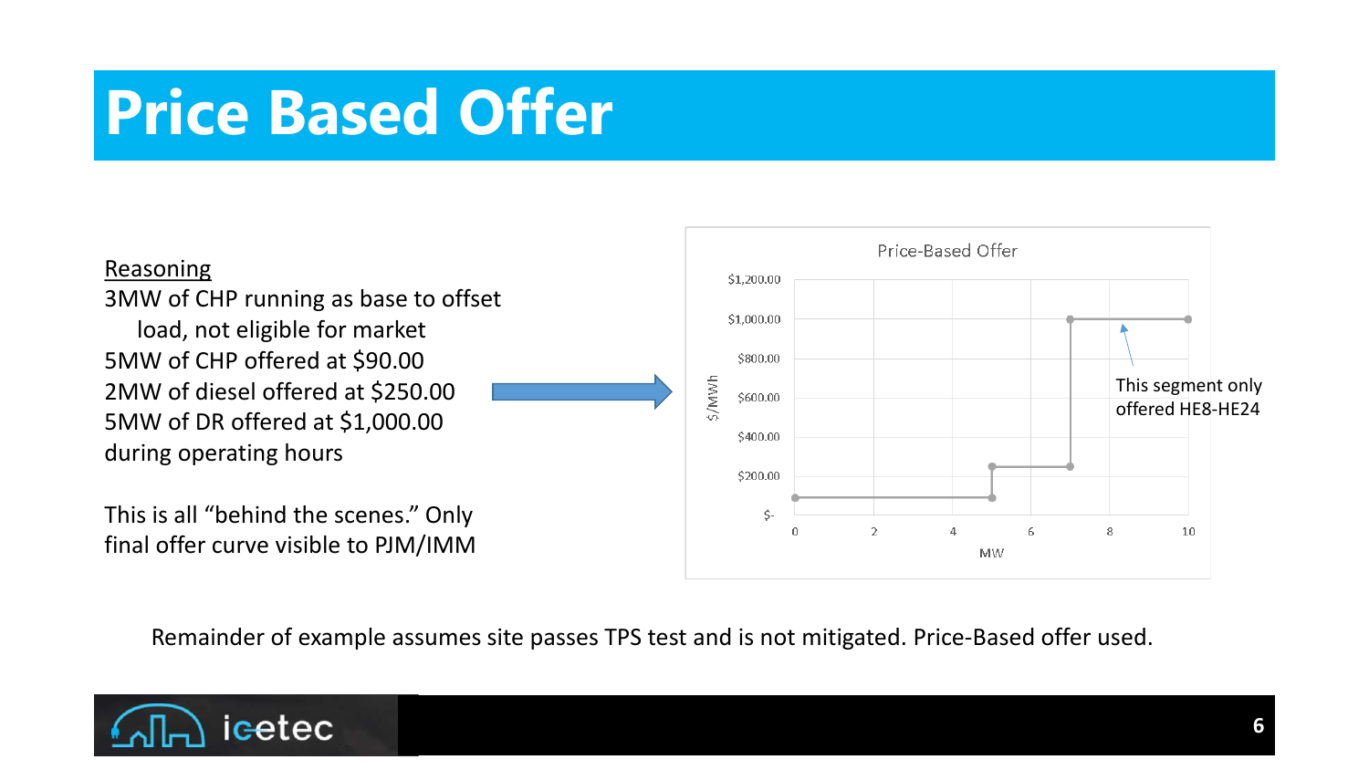# Price Based Offer

<u>Reasoning</u>

3MW of CHP running as base to offset load, not eligible for market
5MW of CHP offered at $90.00
2MW of diesel offered at $250.00
5MW of DR offered at $1,000.00 during operating hours

This is all "behind the scenes." Only final offer curve visible to PJM/IMM

Price-Based Offer

| MW | $/MWh |
| --- | --- |
| 0 | $90.00 |
| 5 | $90.00 |
| 5 | $250.00 |
| 7 | $250.00 |
| 7 | $1,000.00 |
| 10 | $1,000.00 |

This segment only offered HE8-HE24

Remainder of example assumes site passes TPS test and is not mitigated. Price-Based offer used.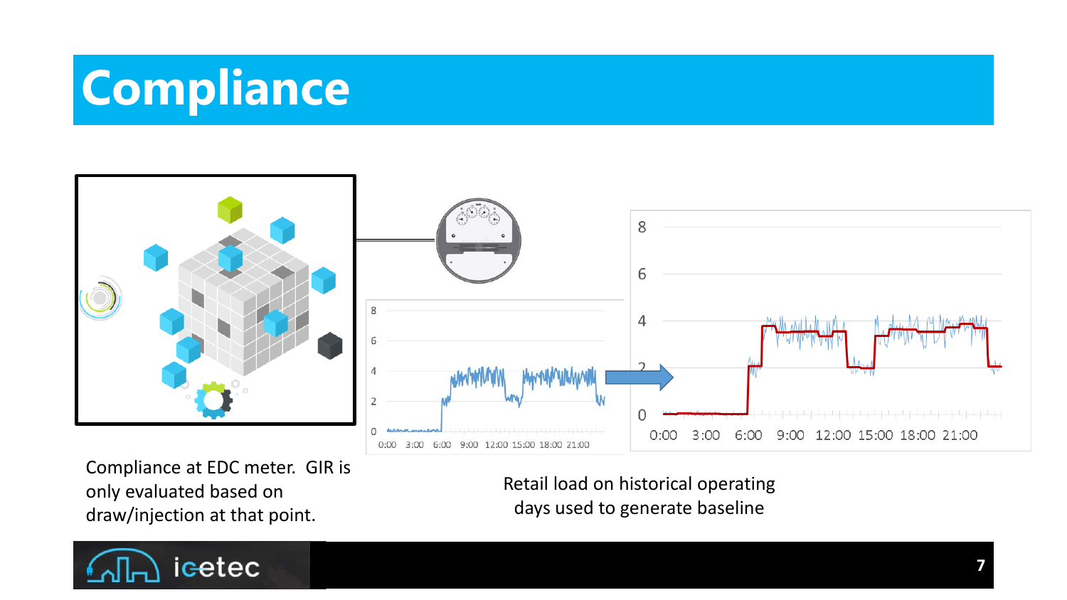# Compliance

Compliance at EDC meter. GIR is only evaluated based on draw/injection at that point.

Retail load on historical operating days used to generate baseline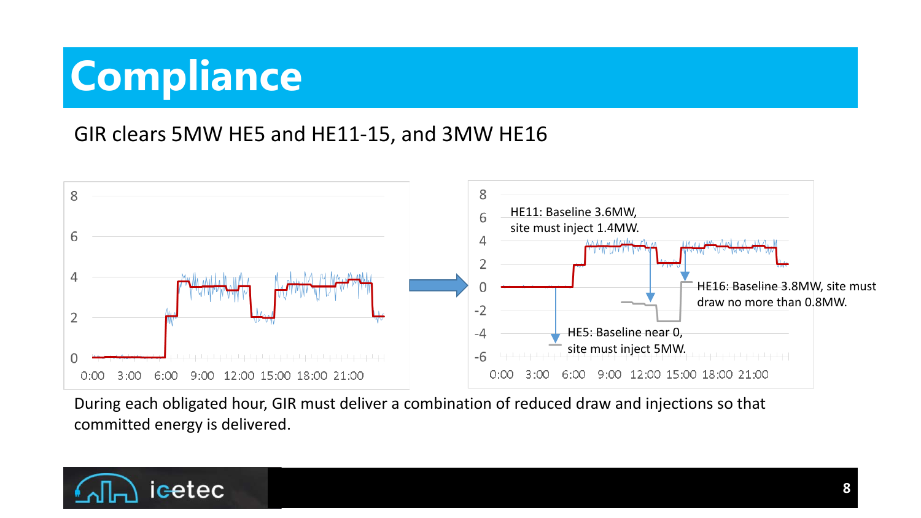# Compliance

GIR clears 5MW HE5 and HE11-15, and 3MW HE16

HE11: Baseline 3.6MW, site must inject 1.4MW.

HE16: Baseline 3.8MW, site must draw no more than 0.8MW.

HE5: Baseline near 0, site must inject 5MW.

During each obligated hour, GIR must deliver a combination of reduced draw and injections so that committed energy is delivered.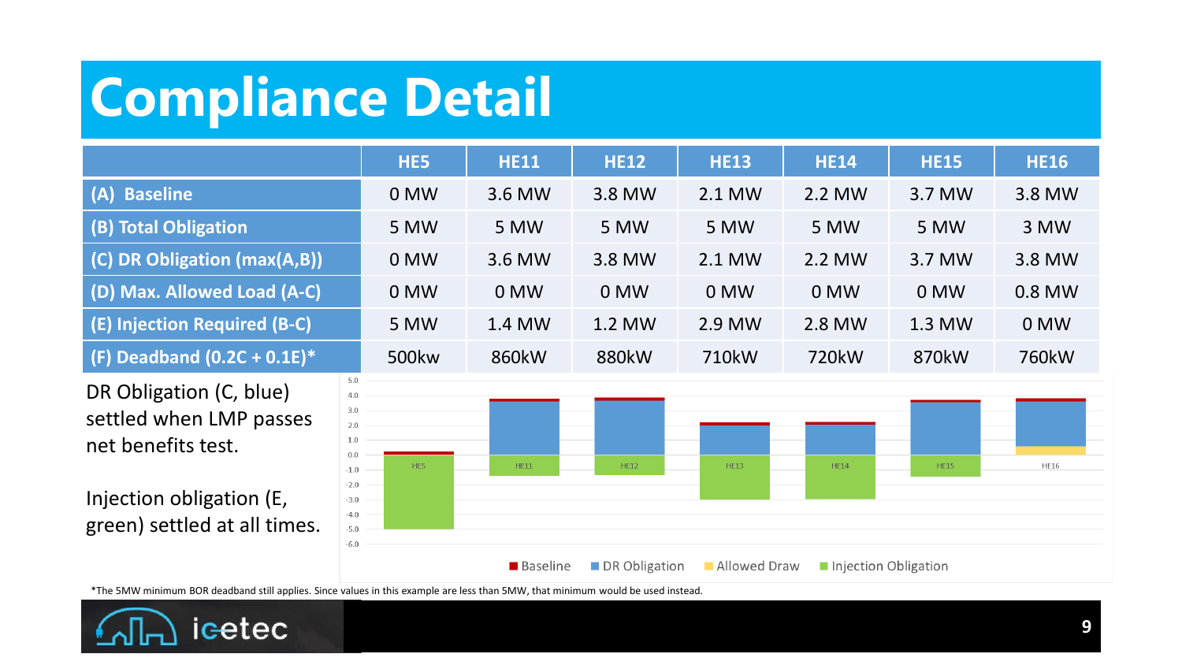# Compliance Detail

| | HE5 | HE11 | HE12 | HE13 | HE14 | HE15 | HE16 |
|---|---|---|---|---|---|---|---|
| (A) Baseline | 0 MW | 3.6 MW | 3.8 MW | 2.1 MW | 2.2 MW | 3.7 MW | 3.8 MW |
| (B) Total Obligation | 5 MW | 5 MW | 5 MW | 5 MW | 5 MW | 5 MW | 3 MW |
| (C) DR Obligation (max(A,B)) | 0 MW | 3.6 MW | 3.8 MW | 2.1 MW | 2.2 MW | 3.7 MW | 3.8 MW |
| (D) Max. Allowed Load (A-C) | 0 MW | 0 MW | 0 MW | 0 MW | 0 MW | 0 MW | 0.8 MW |
| (E) Injection Required (B-C) | 5 MW | 1.4 MW | 1.2 MW | 2.9 MW | 2.8 MW | 1.3 MW | 0 MW |
| (F) Deadband (0.2C + 0.1E)* | 500kw | 860kW | 880kW | 710kW | 720kW | 870kW | 760kW |

DR Obligation (C, blue) settled when LMP passes net benefits test.

Injection obligation (E, green) settled at all times.

*The 5MW minimum BOR deadband still applies. Since values in this example are less than 5MW, that minimum would be used instead.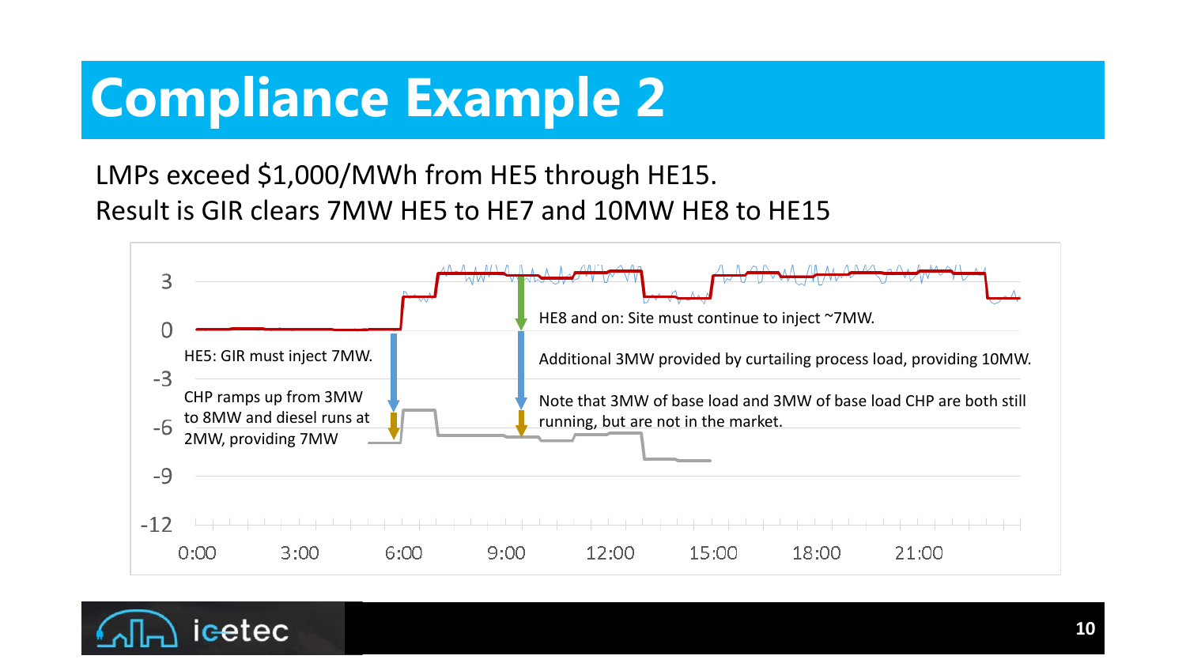# Compliance Example 2

LMPs exceed $1,000/MWh from HE5 through HE15.
Result is GIR clears 7MW HE5 to HE7 and 10MW HE8 to HE15

HE5: GIR must inject 7MW.

CHP ramps up from 3MW to 8MW and diesel runs at 2MW, providing 7MW

HE8 and on: Site must continue to inject ~7MW.

Additional 3MW provided by curtailing process load, providing 10MW.

Note that 3MW of base load and 3MW of base load CHP are both still running, but are not in the market.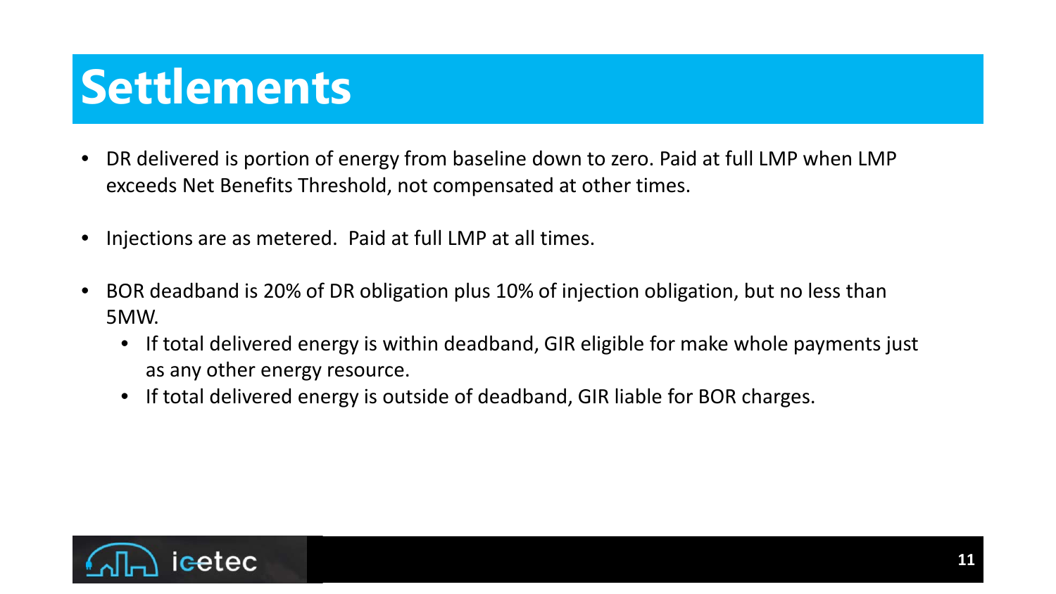# Settlements

- DR delivered is portion of energy from baseline down to zero. Paid at full LMP when LMP exceeds Net Benefits Threshold, not compensated at other times.
- Injections are as metered. Paid at full LMP at all times.
- BOR deadband is 20% of DR obligation plus 10% of injection obligation, but no less than 5MW.
  - If total delivered energy is within deadband, GIR eligible for make whole payments just as any other energy resource.
  - If total delivered energy is outside of deadband, GIR liable for BOR charges.